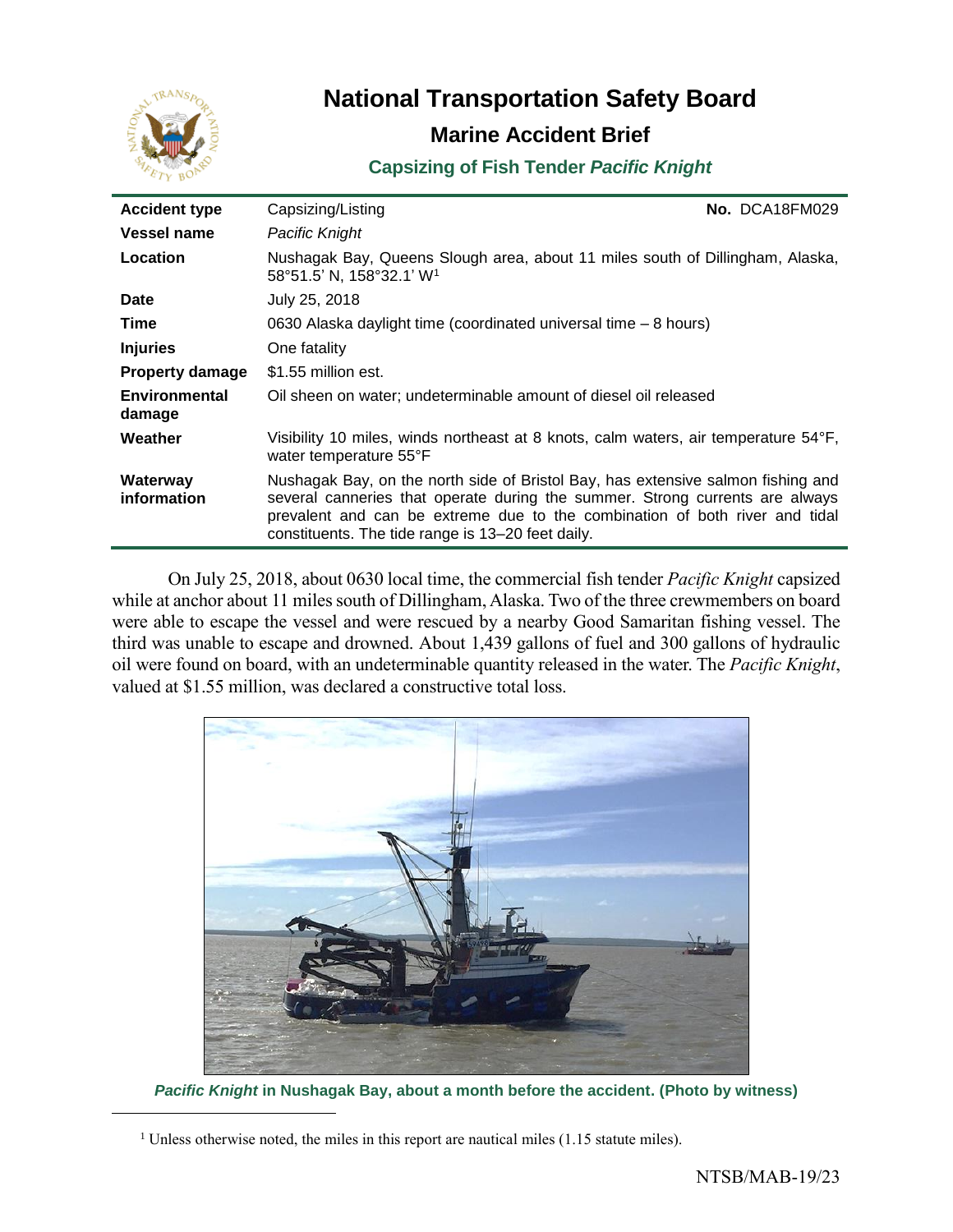# National Transportation Safety Board

## Marine Accident Brief

### Capsizing of Fish Tender *Pacific Knight*

| | |
|---|---|
| **Accident type** | Capsizing/Listing **No.** DCA18FM029 |
| **Vessel name** | *Pacific Knight* |
| **Location** | Nushagak Bay, Queens Slough area, about 11 miles south of Dillingham, Alaska, 58°51.5' N, 158°32.1' W[1] |
| **Date** | July 25, 2018 |
| **Time** | 0630 Alaska daylight time (coordinated universal time – 8 hours) |
| **Injuries** | One fatality |
| **Property damage** | $1.55 million est. |
| **Environmental damage** | Oil sheen on water; undeterminable amount of diesel oil released |
| **Weather** | Visibility 10 miles, winds northeast at 8 knots, calm waters, air temperature 54°F, water temperature 55°F |
| **Waterway information** | Nushagak Bay, on the north side of Bristol Bay, has extensive salmon fishing and several canneries that operate during the summer. Strong currents are always prevalent and can be extreme due to the combination of both river and tidal constituents. The tide range is 13–20 feet daily. |

On July 25, 2018, about 0630 local time, the commercial fish tender *Pacific Knight* capsized while at anchor about 11 miles south of Dillingham, Alaska. Two of the three crewmembers on board were able to escape the vessel and were rescued by a nearby Good Samaritan fishing vessel. The third was unable to escape and drowned. About 1,439 gallons of fuel and 300 gallons of hydraulic oil were found on board, with an undeterminable quantity released in the water. The *Pacific Knight*, valued at $1.55 million, was declared a constructive total loss.

***Pacific Knight*** **in Nushagak Bay, about a month before the accident. (Photo by witness)**

[1] Unless otherwise noted, the miles in this report are nautical miles (1.15 statute miles).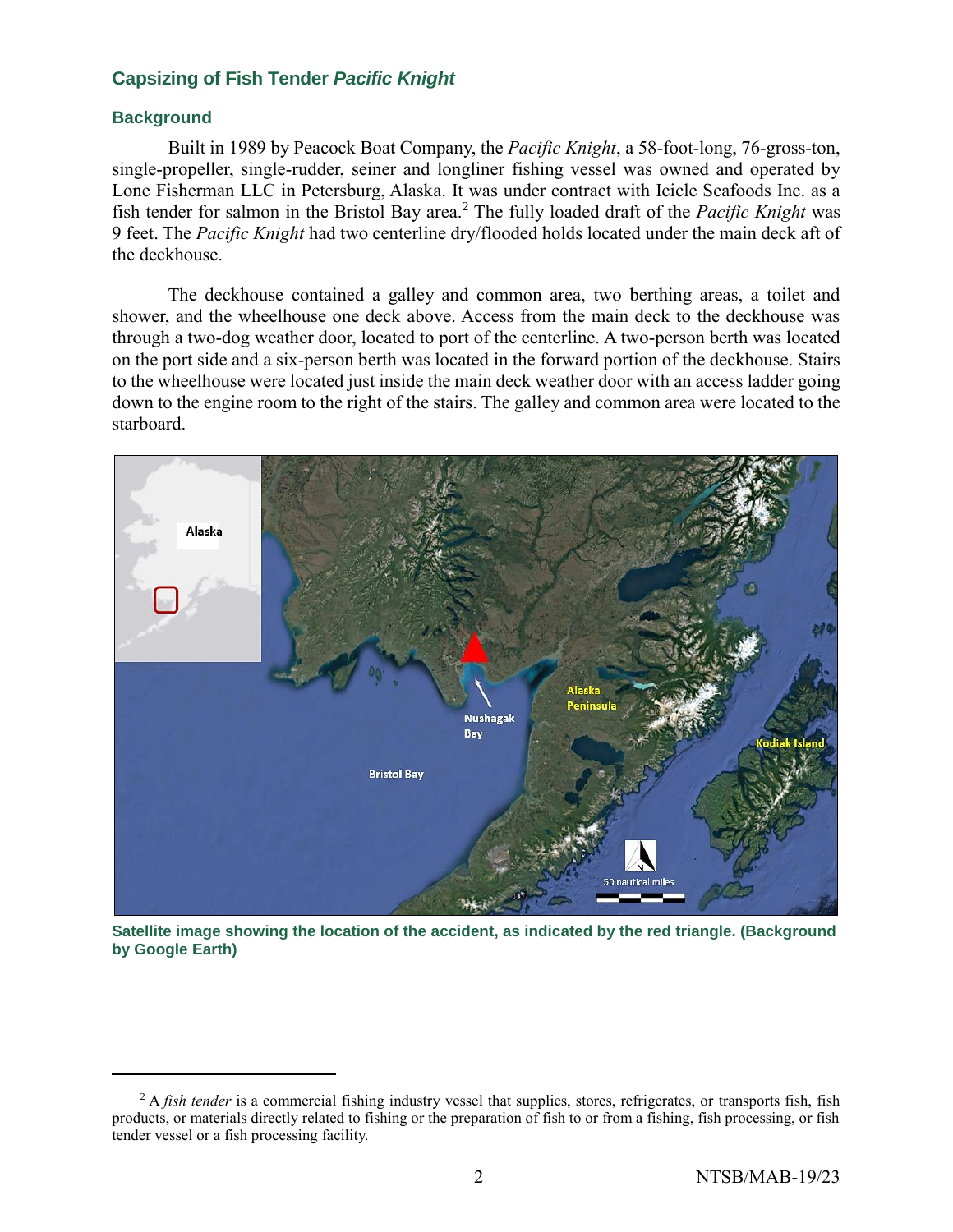## Capsizing of Fish Tender *Pacific Knight*

### Background

Built in 1989 by Peacock Boat Company, the *Pacific Knight*, a 58-foot-long, 76-gross-ton, single-propeller, single-rudder, seiner and longliner fishing vessel was owned and operated by Lone Fisherman LLC in Petersburg, Alaska. It was under contract with Icicle Seafoods Inc. as a fish tender for salmon in the Bristol Bay area.[2] The fully loaded draft of the *Pacific Knight* was 9 feet. The *Pacific Knight* had two centerline dry/flooded holds located under the main deck aft of the deckhouse.

The deckhouse contained a galley and common area, two berthing areas, a toilet and shower, and the wheelhouse one deck above. Access from the main deck to the deckhouse was through a two-dog weather door, located to port of the centerline. A two-person berth was located on the port side and a six-person berth was located in the forward portion of the deckhouse. Stairs to the wheelhouse were located just inside the main deck weather door with an access ladder going down to the engine room to the right of the stairs. The galley and common area were located to the starboard.

Satellite image showing the location of the accident, as indicated by the red triangle. (Background by Google Earth)

[2] A *fish tender* is a commercial fishing industry vessel that supplies, stores, refrigerates, or transports fish, fish products, or materials directly related to fishing or the preparation of fish to or from a fishing, fish processing, or fish tender vessel or a fish processing facility.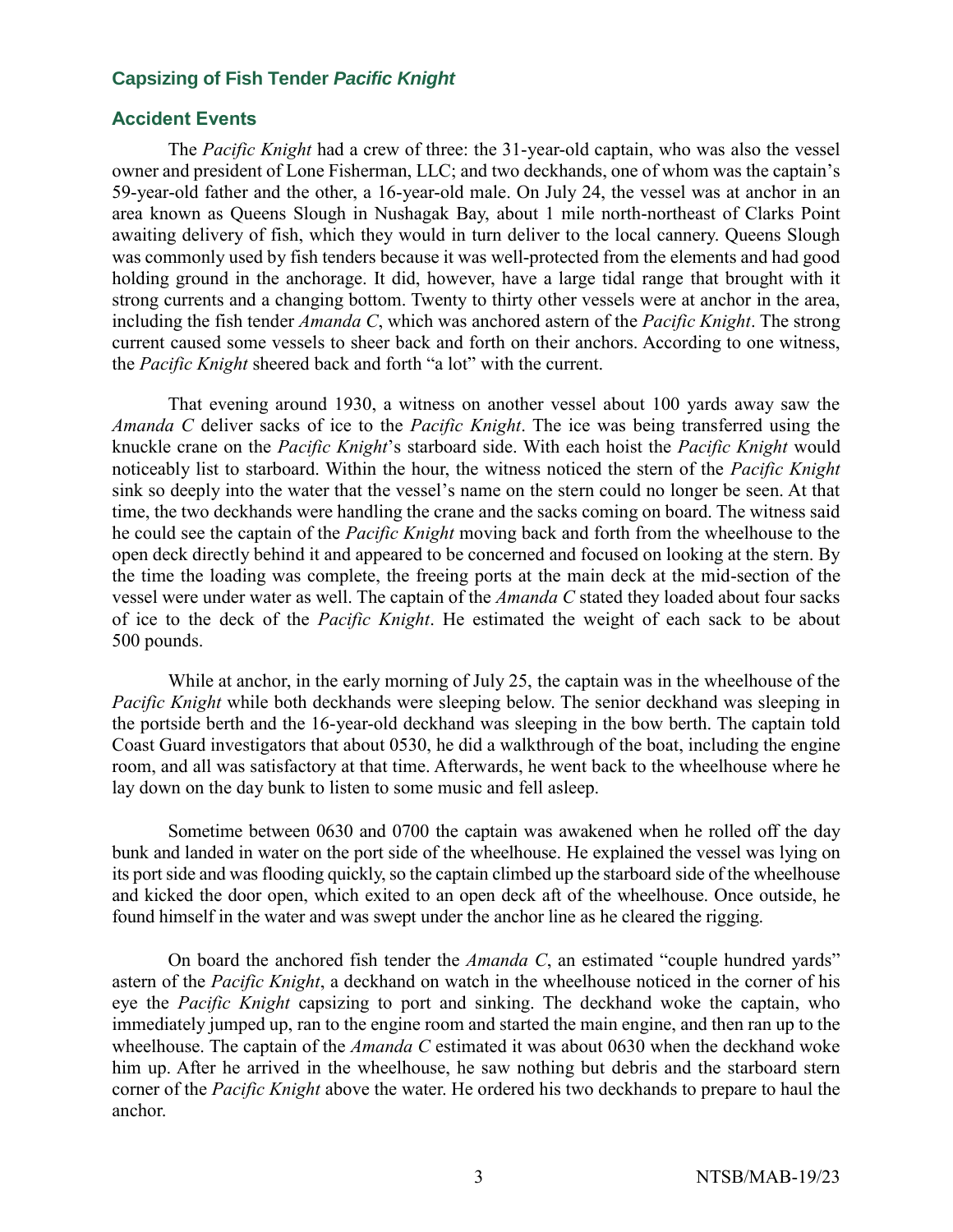## Capsizing of Fish Tender *Pacific Knight*

## Accident Events

The *Pacific Knight* had a crew of three: the 31-year-old captain, who was also the vessel owner and president of Lone Fisherman, LLC; and two deckhands, one of whom was the captain's 59-year-old father and the other, a 16-year-old male. On July 24, the vessel was at anchor in an area known as Queens Slough in Nushagak Bay, about 1 mile north-northeast of Clarks Point awaiting delivery of fish, which they would in turn deliver to the local cannery. Queens Slough was commonly used by fish tenders because it was well-protected from the elements and had good holding ground in the anchorage. It did, however, have a large tidal range that brought with it strong currents and a changing bottom. Twenty to thirty other vessels were at anchor in the area, including the fish tender *Amanda C*, which was anchored astern of the *Pacific Knight*. The strong current caused some vessels to sheer back and forth on their anchors. According to one witness, the *Pacific Knight* sheered back and forth "a lot" with the current.

That evening around 1930, a witness on another vessel about 100 yards away saw the *Amanda C* deliver sacks of ice to the *Pacific Knight*. The ice was being transferred using the knuckle crane on the *Pacific Knight*'s starboard side. With each hoist the *Pacific Knight* would noticeably list to starboard. Within the hour, the witness noticed the stern of the *Pacific Knight* sink so deeply into the water that the vessel's name on the stern could no longer be seen. At that time, the two deckhands were handling the crane and the sacks coming on board. The witness said he could see the captain of the *Pacific Knight* moving back and forth from the wheelhouse to the open deck directly behind it and appeared to be concerned and focused on looking at the stern. By the time the loading was complete, the freeing ports at the main deck at the mid-section of the vessel were under water as well. The captain of the *Amanda C* stated they loaded about four sacks of ice to the deck of the *Pacific Knight*. He estimated the weight of each sack to be about 500 pounds.

While at anchor, in the early morning of July 25, the captain was in the wheelhouse of the *Pacific Knight* while both deckhands were sleeping below. The senior deckhand was sleeping in the portside berth and the 16-year-old deckhand was sleeping in the bow berth. The captain told Coast Guard investigators that about 0530, he did a walkthrough of the boat, including the engine room, and all was satisfactory at that time. Afterwards, he went back to the wheelhouse where he lay down on the day bunk to listen to some music and fell asleep.

Sometime between 0630 and 0700 the captain was awakened when he rolled off the day bunk and landed in water on the port side of the wheelhouse. He explained the vessel was lying on its port side and was flooding quickly, so the captain climbed up the starboard side of the wheelhouse and kicked the door open, which exited to an open deck aft of the wheelhouse. Once outside, he found himself in the water and was swept under the anchor line as he cleared the rigging.

On board the anchored fish tender the *Amanda C*, an estimated "couple hundred yards" astern of the *Pacific Knight*, a deckhand on watch in the wheelhouse noticed in the corner of his eye the *Pacific Knight* capsizing to port and sinking. The deckhand woke the captain, who immediately jumped up, ran to the engine room and started the main engine, and then ran up to the wheelhouse. The captain of the *Amanda C* estimated it was about 0630 when the deckhand woke him up. After he arrived in the wheelhouse, he saw nothing but debris and the starboard stern corner of the *Pacific Knight* above the water. He ordered his two deckhands to prepare to haul the anchor.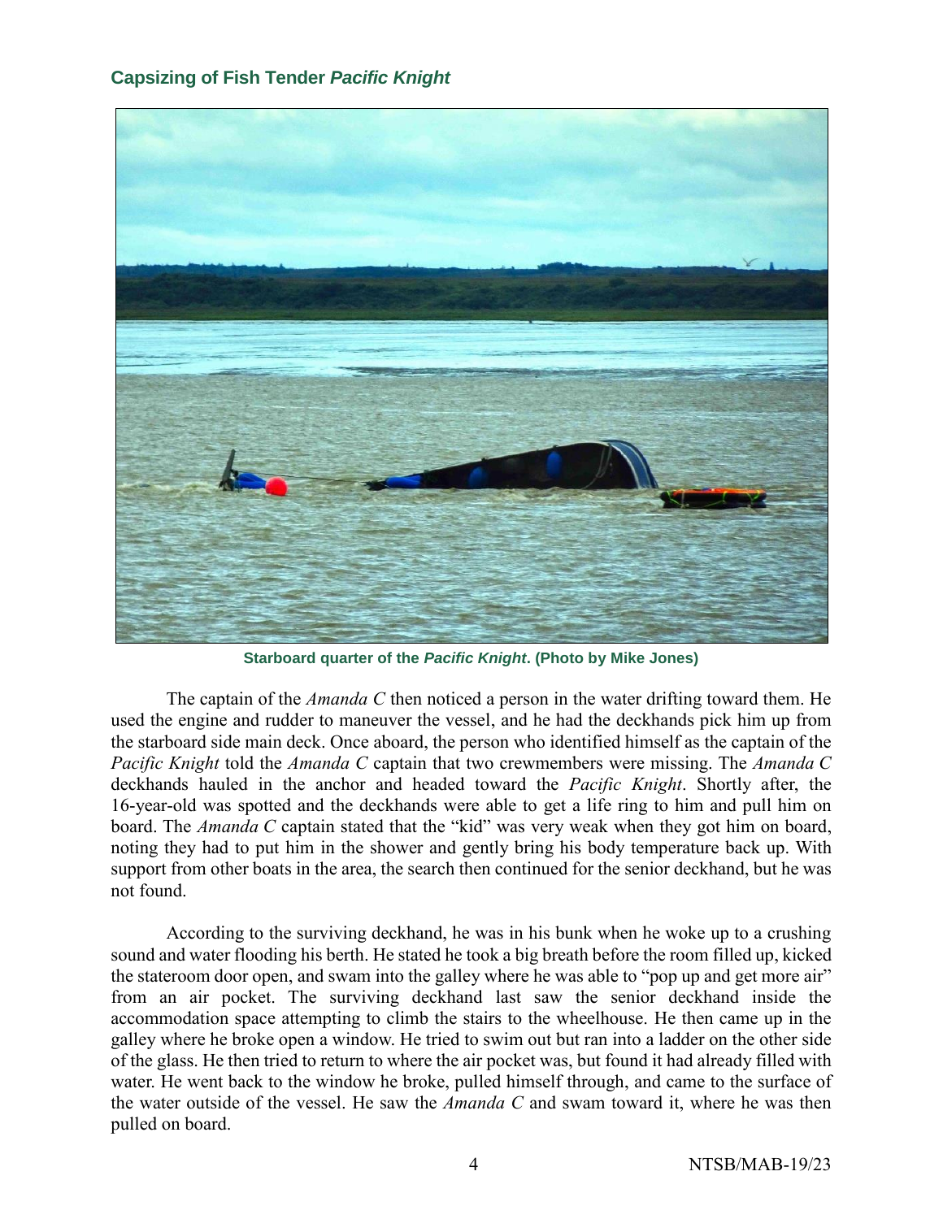## Capsizing of Fish Tender *Pacific Knight*

**Starboard quarter of the *Pacific Knight*. (Photo by Mike Jones)**

The captain of the *Amanda C* then noticed a person in the water drifting toward them. He used the engine and rudder to maneuver the vessel, and he had the deckhands pick him up from the starboard side main deck. Once aboard, the person who identified himself as the captain of the *Pacific Knight* told the *Amanda C* captain that two crewmembers were missing. The *Amanda C* deckhands hauled in the anchor and headed toward the *Pacific Knight*. Shortly after, the 16-year-old was spotted and the deckhands were able to get a life ring to him and pull him on board. The *Amanda C* captain stated that the "kid" was very weak when they got him on board, noting they had to put him in the shower and gently bring his body temperature back up. With support from other boats in the area, the search then continued for the senior deckhand, but he was not found.

According to the surviving deckhand, he was in his bunk when he woke up to a crushing sound and water flooding his berth. He stated he took a big breath before the room filled up, kicked the stateroom door open, and swam into the galley where he was able to "pop up and get more air" from an air pocket. The surviving deckhand last saw the senior deckhand inside the accommodation space attempting to climb the stairs to the wheelhouse. He then came up in the galley where he broke open a window. He tried to swim out but ran into a ladder on the other side of the glass. He then tried to return to where the air pocket was, but found it had already filled with water. He went back to the window he broke, pulled himself through, and came to the surface of the water outside of the vessel. He saw the *Amanda C* and swam toward it, where he was then pulled on board.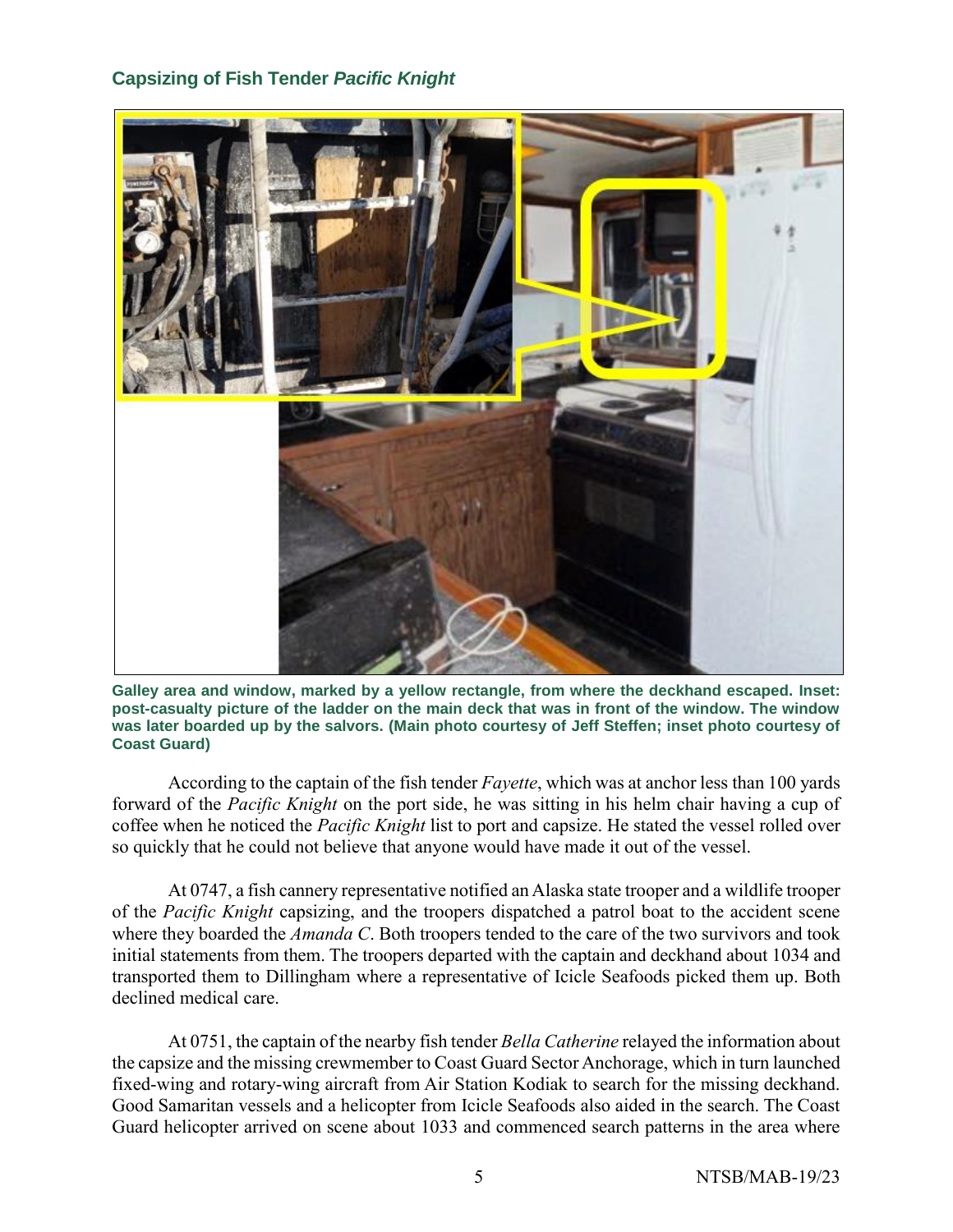Galley area and window, marked by a yellow rectangle, from where the deckhand escaped. Inset: post-casualty picture of the ladder on the main deck that was in front of the window. The window was later boarded up by the salvors. (Main photo courtesy of Jeff Steffen; inset photo courtesy of Coast Guard)

According to the captain of the fish tender *Fayette*, which was at anchor less than 100 yards forward of the *Pacific Knight* on the port side, he was sitting in his helm chair having a cup of coffee when he noticed the *Pacific Knight* list to port and capsize. He stated the vessel rolled over so quickly that he could not believe that anyone would have made it out of the vessel.

At 0747, a fish cannery representative notified an Alaska state trooper and a wildlife trooper of the *Pacific Knight* capsizing, and the troopers dispatched a patrol boat to the accident scene where they boarded the *Amanda C*. Both troopers tended to the care of the two survivors and took initial statements from them. The troopers departed with the captain and deckhand about 1034 and transported them to Dillingham where a representative of Icicle Seafoods picked them up. Both declined medical care.

At 0751, the captain of the nearby fish tender *Bella Catherine* relayed the information about the capsize and the missing crewmember to Coast Guard Sector Anchorage, which in turn launched fixed-wing and rotary-wing aircraft from Air Station Kodiak to search for the missing deckhand. Good Samaritan vessels and a helicopter from Icicle Seafoods also aided in the search. The Coast Guard helicopter arrived on scene about 1033 and commenced search patterns in the area where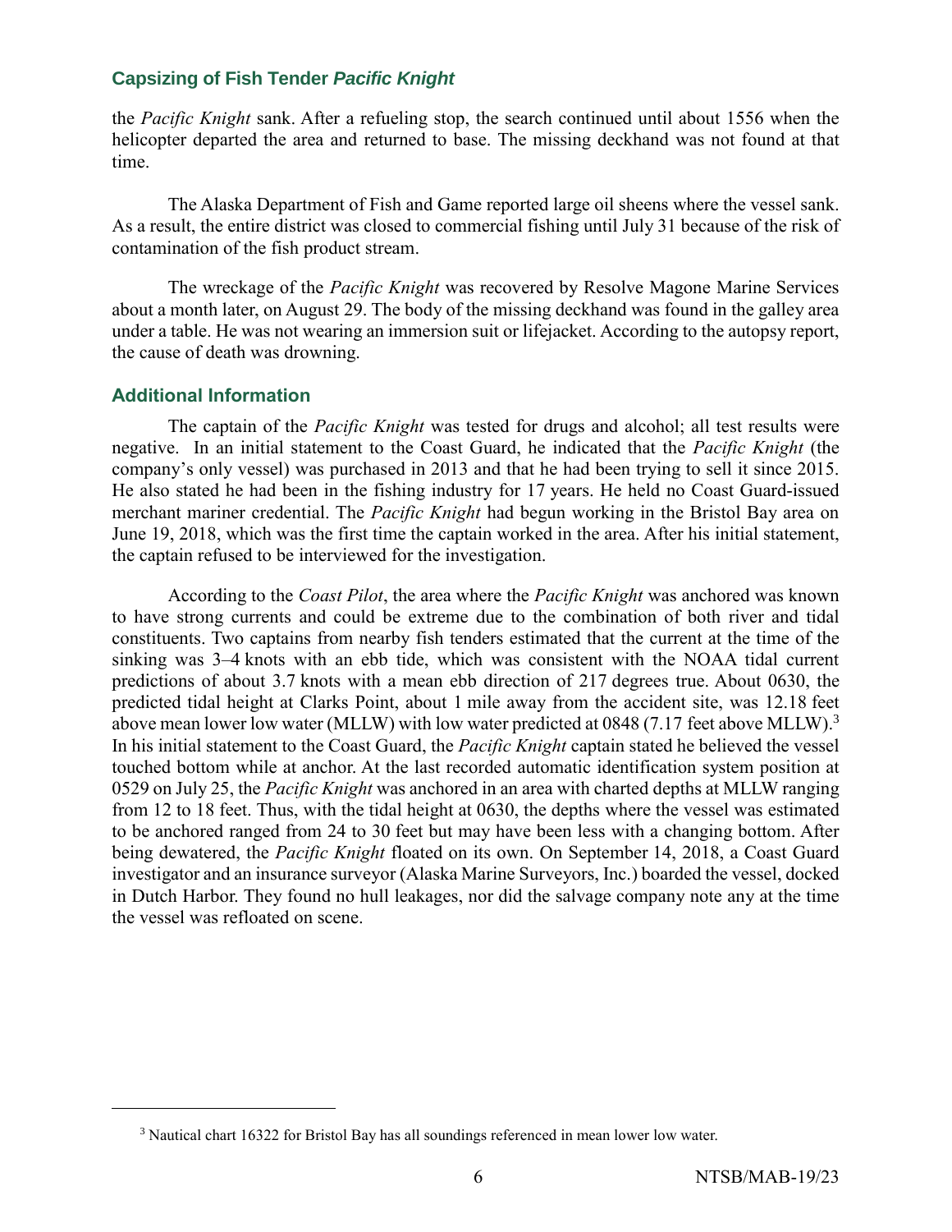the *Pacific Knight* sank. After a refueling stop, the search continued until about 1556 when the helicopter departed the area and returned to base. The missing deckhand was not found at that time.

The Alaska Department of Fish and Game reported large oil sheens where the vessel sank. As a result, the entire district was closed to commercial fishing until July 31 because of the risk of contamination of the fish product stream.

The wreckage of the *Pacific Knight* was recovered by Resolve Magone Marine Services about a month later, on August 29. The body of the missing deckhand was found in the galley area under a table. He was not wearing an immersion suit or lifejacket. According to the autopsy report, the cause of death was drowning.

## Additional Information

The captain of the *Pacific Knight* was tested for drugs and alcohol; all test results were negative. In an initial statement to the Coast Guard, he indicated that the *Pacific Knight* (the company's only vessel) was purchased in 2013 and that he had been trying to sell it since 2015. He also stated he had been in the fishing industry for 17 years. He held no Coast Guard-issued merchant mariner credential. The *Pacific Knight* had begun working in the Bristol Bay area on June 19, 2018, which was the first time the captain worked in the area. After his initial statement, the captain refused to be interviewed for the investigation.

According to the *Coast Pilot*, the area where the *Pacific Knight* was anchored was known to have strong currents and could be extreme due to the combination of both river and tidal constituents. Two captains from nearby fish tenders estimated that the current at the time of the sinking was 3–4 knots with an ebb tide, which was consistent with the NOAA tidal current predictions of about 3.7 knots with a mean ebb direction of 217 degrees true. About 0630, the predicted tidal height at Clarks Point, about 1 mile away from the accident site, was 12.18 feet above mean lower low water (MLLW) with low water predicted at 0848 (7.17 feet above MLLW).[3] In his initial statement to the Coast Guard, the *Pacific Knight* captain stated he believed the vessel touched bottom while at anchor. At the last recorded automatic identification system position at 0529 on July 25, the *Pacific Knight* was anchored in an area with charted depths at MLLW ranging from 12 to 18 feet. Thus, with the tidal height at 0630, the depths where the vessel was estimated to be anchored ranged from 24 to 30 feet but may have been less with a changing bottom. After being dewatered, the *Pacific Knight* floated on its own. On September 14, 2018, a Coast Guard investigator and an insurance surveyor (Alaska Marine Surveyors, Inc.) boarded the vessel, docked in Dutch Harbor. They found no hull leakages, nor did the salvage company note any at the time the vessel was refloated on scene.

---

[3] Nautical chart 16322 for Bristol Bay has all soundings referenced in mean lower low water.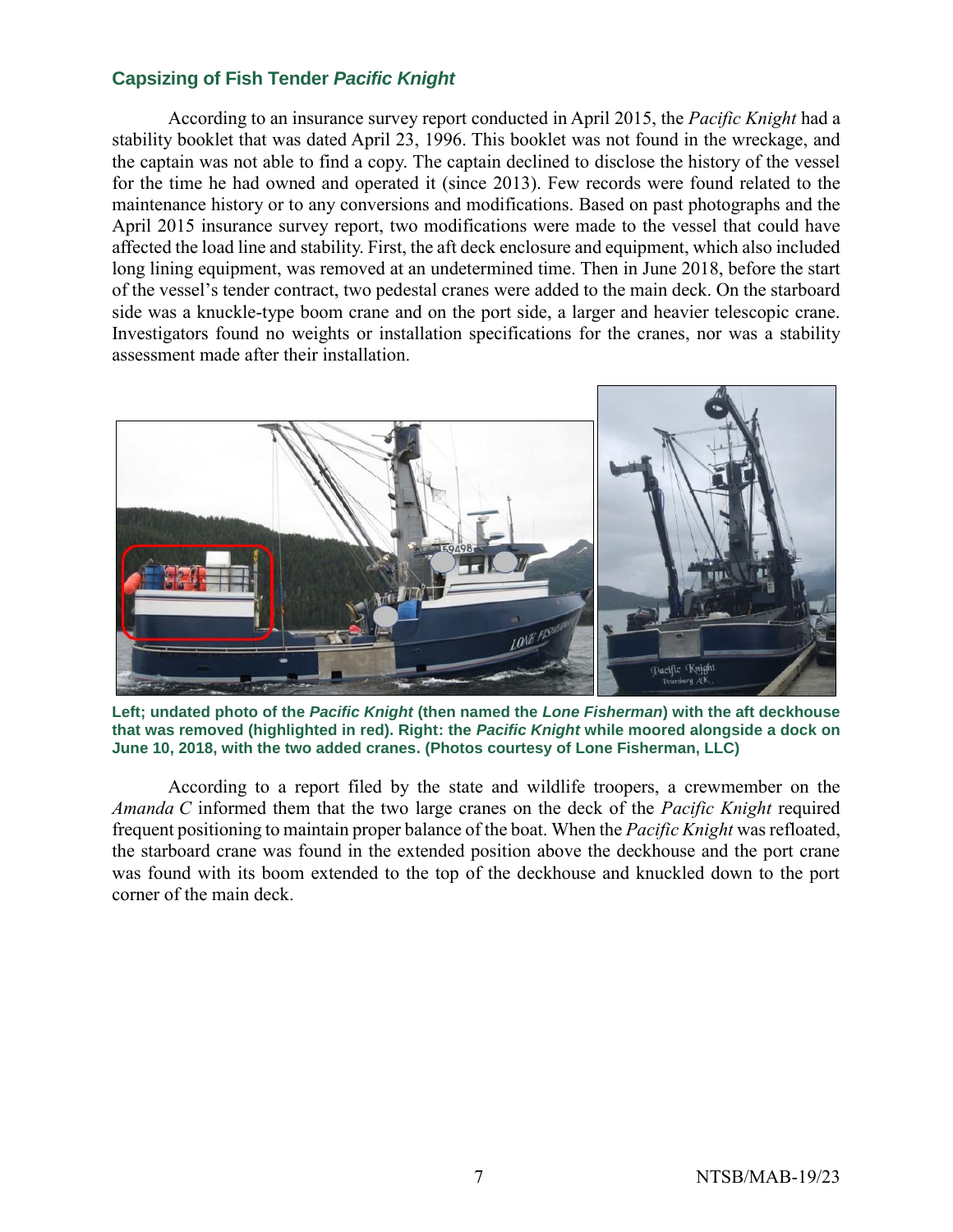### Capsizing of Fish Tender *Pacific Knight*

According to an insurance survey report conducted in April 2015, the *Pacific Knight* had a stability booklet that was dated April 23, 1996. This booklet was not found in the wreckage, and the captain was not able to find a copy. The captain declined to disclose the history of the vessel for the time he had owned and operated it (since 2013). Few records were found related to the maintenance history or to any conversions and modifications. Based on past photographs and the April 2015 insurance survey report, two modifications were made to the vessel that could have affected the load line and stability. First, the aft deck enclosure and equipment, which also included long lining equipment, was removed at an undetermined time. Then in June 2018, before the start of the vessel's tender contract, two pedestal cranes were added to the main deck. On the starboard side was a knuckle-type boom crane and on the port side, a larger and heavier telescopic crane. Investigators found no weights or installation specifications for the cranes, nor was a stability assessment made after their installation.

**Left; undated photo of the *Pacific Knight* (then named the *Lone Fisherman*) with the aft deckhouse that was removed (highlighted in red). Right: the *Pacific Knight* while moored alongside a dock on June 10, 2018, with the two added cranes. (Photos courtesy of Lone Fisherman, LLC)**

According to a report filed by the state and wildlife troopers, a crewmember on the *Amanda C* informed them that the two large cranes on the deck of the *Pacific Knight* required frequent positioning to maintain proper balance of the boat. When the *Pacific Knight* was refloated, the starboard crane was found in the extended position above the deckhouse and the port crane was found with its boom extended to the top of the deckhouse and knuckled down to the port corner of the main deck.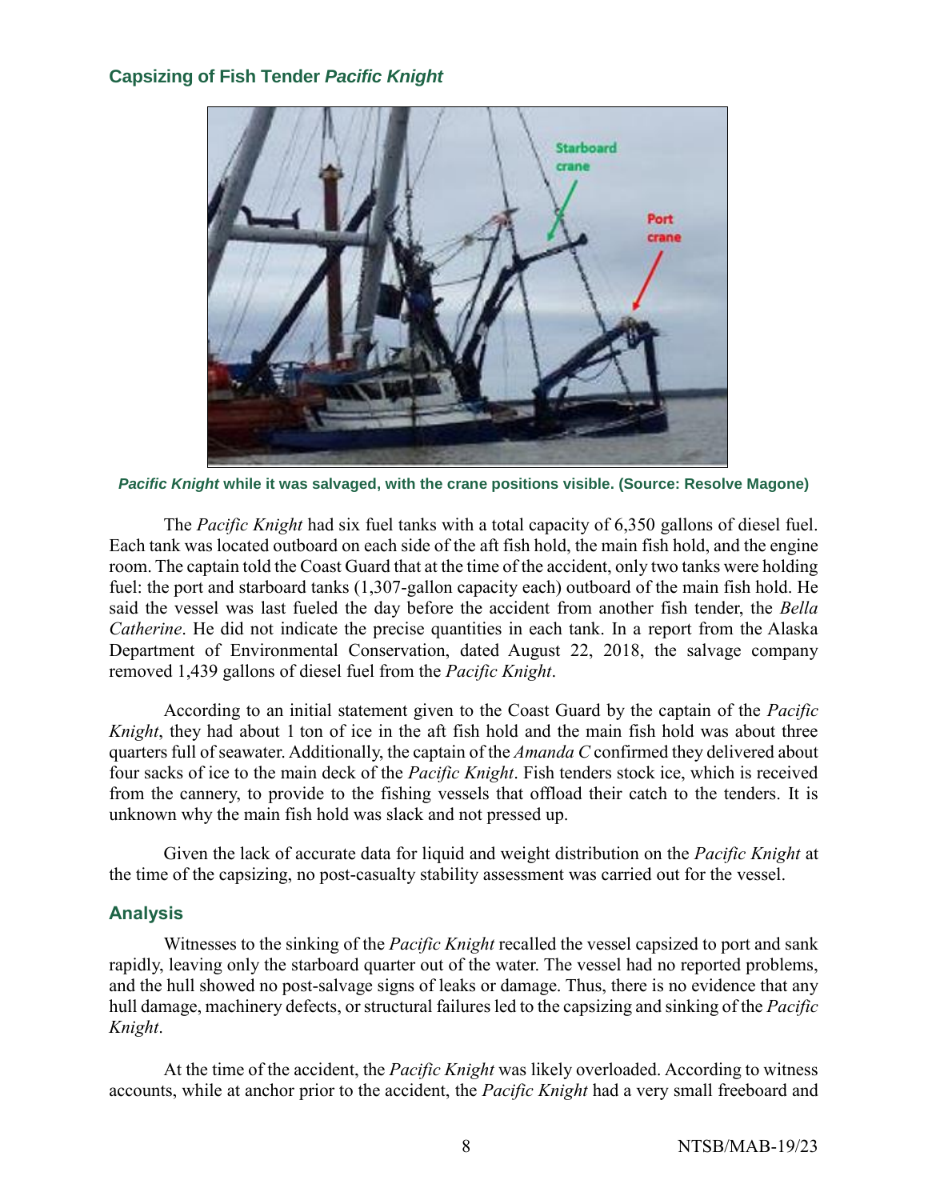## Capsizing of Fish Tender *Pacific Knight*

***Pacific Knight* while it was salvaged, with the crane positions visible. (Source: Resolve Magone)**

The *Pacific Knight* had six fuel tanks with a total capacity of 6,350 gallons of diesel fuel. Each tank was located outboard on each side of the aft fish hold, the main fish hold, and the engine room. The captain told the Coast Guard that at the time of the accident, only two tanks were holding fuel: the port and starboard tanks (1,307-gallon capacity each) outboard of the main fish hold. He said the vessel was last fueled the day before the accident from another fish tender, the *Bella Catherine*. He did not indicate the precise quantities in each tank. In a report from the Alaska Department of Environmental Conservation, dated August 22, 2018, the salvage company removed 1,439 gallons of diesel fuel from the *Pacific Knight*.

According to an initial statement given to the Coast Guard by the captain of the *Pacific Knight*, they had about 1 ton of ice in the aft fish hold and the main fish hold was about three quarters full of seawater. Additionally, the captain of the *Amanda C* confirmed they delivered about four sacks of ice to the main deck of the *Pacific Knight*. Fish tenders stock ice, which is received from the cannery, to provide to the fishing vessels that offload their catch to the tenders. It is unknown why the main fish hold was slack and not pressed up.

Given the lack of accurate data for liquid and weight distribution on the *Pacific Knight* at the time of the capsizing, no post-casualty stability assessment was carried out for the vessel.

### Analysis

Witnesses to the sinking of the *Pacific Knight* recalled the vessel capsized to port and sank rapidly, leaving only the starboard quarter out of the water. The vessel had no reported problems, and the hull showed no post-salvage signs of leaks or damage. Thus, there is no evidence that any hull damage, machinery defects, or structural failures led to the capsizing and sinking of the *Pacific Knight*.

At the time of the accident, the *Pacific Knight* was likely overloaded. According to witness accounts, while at anchor prior to the accident, the *Pacific Knight* had a very small freeboard and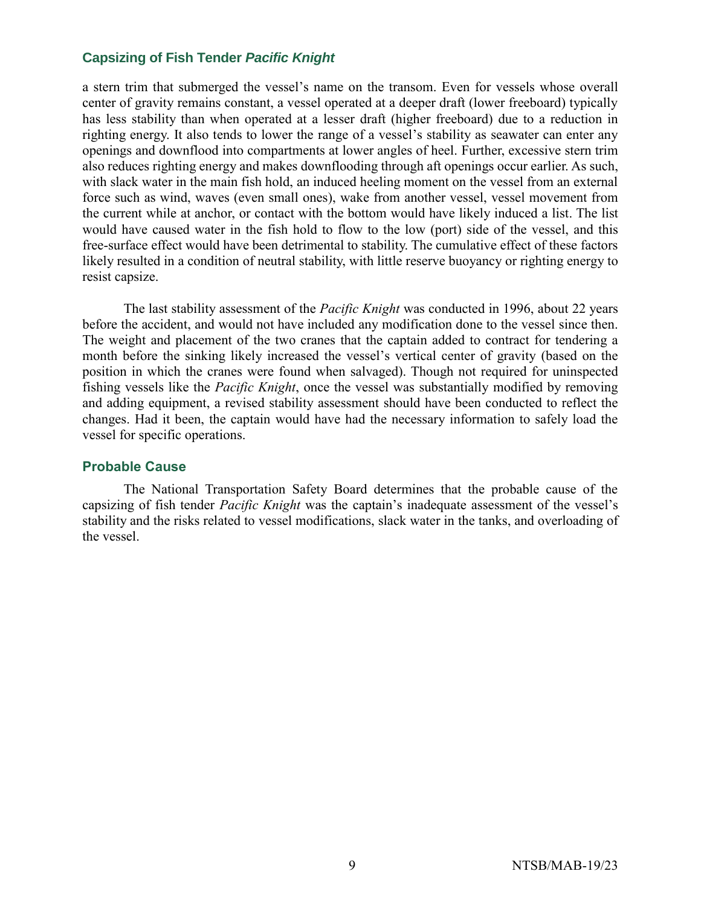a stern trim that submerged the vessel's name on the transom. Even for vessels whose overall center of gravity remains constant, a vessel operated at a deeper draft (lower freeboard) typically has less stability than when operated at a lesser draft (higher freeboard) due to a reduction in righting energy. It also tends to lower the range of a vessel's stability as seawater can enter any openings and downflood into compartments at lower angles of heel. Further, excessive stern trim also reduces righting energy and makes downflooding through aft openings occur earlier. As such, with slack water in the main fish hold, an induced heeling moment on the vessel from an external force such as wind, waves (even small ones), wake from another vessel, vessel movement from the current while at anchor, or contact with the bottom would have likely induced a list. The list would have caused water in the fish hold to flow to the low (port) side of the vessel, and this free-surface effect would have been detrimental to stability. The cumulative effect of these factors likely resulted in a condition of neutral stability, with little reserve buoyancy or righting energy to resist capsize.

The last stability assessment of the *Pacific Knight* was conducted in 1996, about 22 years before the accident, and would not have included any modification done to the vessel since then. The weight and placement of the two cranes that the captain added to contract for tendering a month before the sinking likely increased the vessel's vertical center of gravity (based on the position in which the cranes were found when salvaged). Though not required for uninspected fishing vessels like the *Pacific Knight*, once the vessel was substantially modified by removing and adding equipment, a revised stability assessment should have been conducted to reflect the changes. Had it been, the captain would have had the necessary information to safely load the vessel for specific operations.

## Probable Cause

The National Transportation Safety Board determines that the probable cause of the capsizing of fish tender *Pacific Knight* was the captain's inadequate assessment of the vessel's stability and the risks related to vessel modifications, slack water in the tanks, and overloading of the vessel.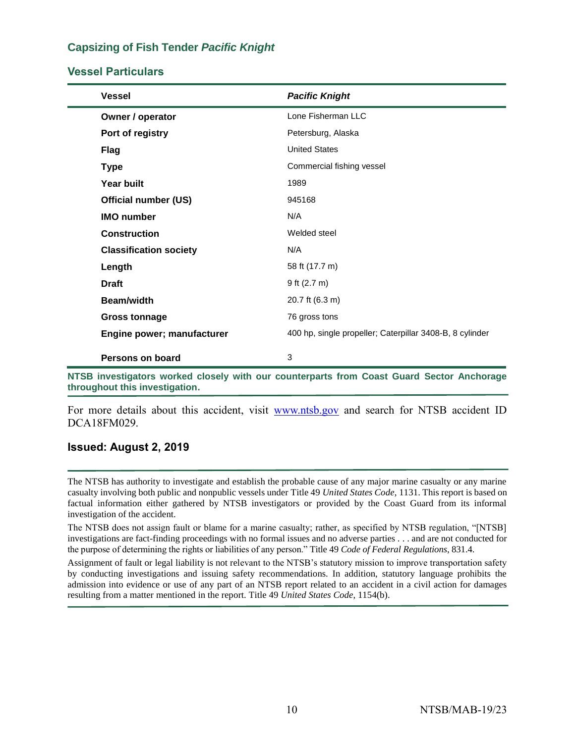## Capsizing of Fish Tender *Pacific Knight*

### Vessel Particulars

| Vessel | *Pacific Knight* |
|---|---|
| **Owner / operator** | Lone Fisherman LLC |
| **Port of registry** | Petersburg, Alaska |
| **Flag** | United States |
| **Type** | Commercial fishing vessel |
| **Year built** | 1989 |
| **Official number (US)** | 945168 |
| **IMO number** | N/A |
| **Construction** | Welded steel |
| **Classification society** | N/A |
| **Length** | 58 ft (17.7 m) |
| **Draft** | 9 ft (2.7 m) |
| **Beam/width** | 20.7 ft (6.3 m) |
| **Gross tonnage** | 76 gross tons |
| **Engine power; manufacturer** | 400 hp, single propeller; Caterpillar 3408-B, 8 cylinder |
| **Persons on board** | 3 |

**NTSB investigators worked closely with our counterparts from Coast Guard Sector Anchorage throughout this investigation.**

For more details about this accident, visit www.ntsb.gov and search for NTSB accident ID DCA18FM029.

### Issued: August 2, 2019

The NTSB has authority to investigate and establish the probable cause of any major marine casualty or any marine casualty involving both public and nonpublic vessels under Title 49 *United States Code*, 1131. This report is based on factual information either gathered by NTSB investigators or provided by the Coast Guard from its informal investigation of the accident.

The NTSB does not assign fault or blame for a marine casualty; rather, as specified by NTSB regulation, "[NTSB] investigations are fact-finding proceedings with no formal issues and no adverse parties . . . and are not conducted for the purpose of determining the rights or liabilities of any person." Title 49 *Code of Federal Regulations*, 831.4.

Assignment of fault or legal liability is not relevant to the NTSB's statutory mission to improve transportation safety by conducting investigations and issuing safety recommendations. In addition, statutory language prohibits the admission into evidence or use of any part of an NTSB report related to an accident in a civil action for damages resulting from a matter mentioned in the report. Title 49 *United States Code*, 1154(b).